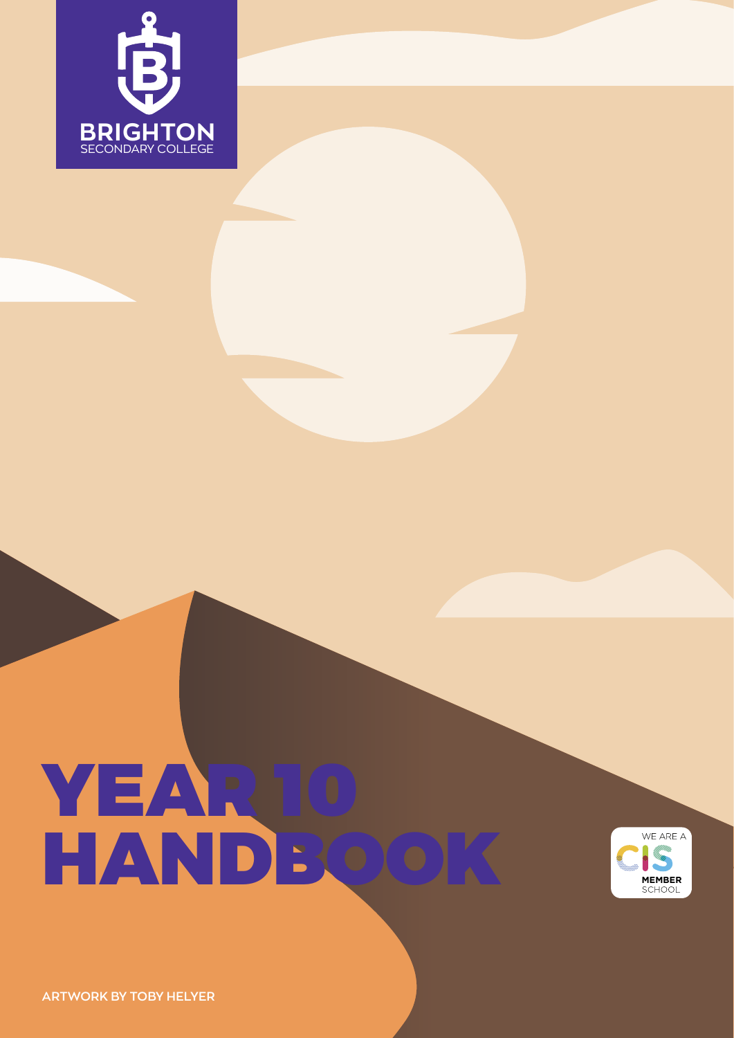BRIGHTON
SECONDARY COLLEGE

# YEAR 10 HANDBOOK

WE ARE A CIS MEMBER SCHOOL

ARTWORK BY TOBY HELYER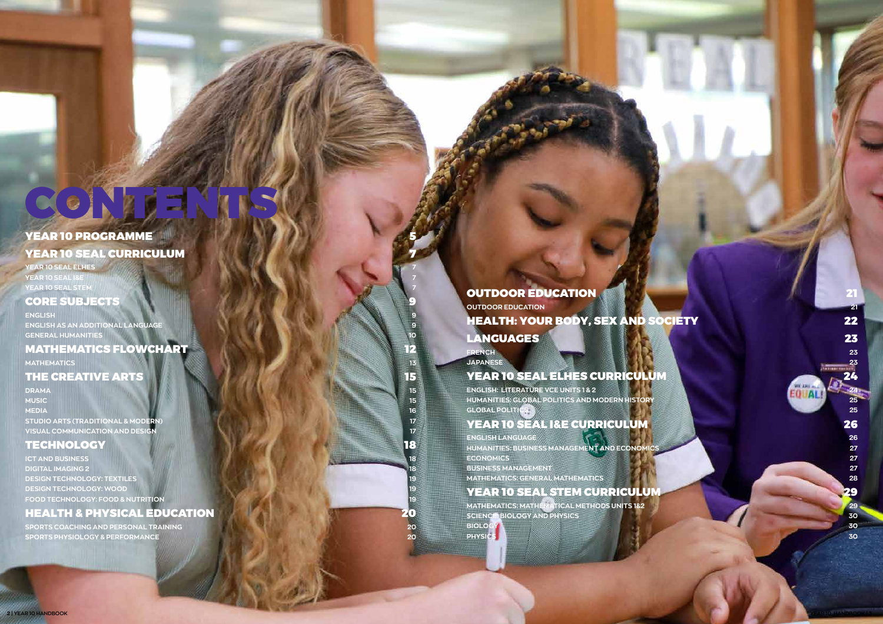# CONTENTS

| | |
|---|---|
| **YEAR 10 PROGRAMME** | **5** |
| **YEAR 10 SEAL CURRICULUM** | **7** |
| YEAR 10 SEAL ELHES | 7 |
| YEAR 10 SEAL I&E | 7 |
| YEAR 10 SEAL STEM | 7 |
| **CORE SUBJECTS** | **9** |
| ENGLISH | 9 |
| ENGLISH AS AN ADDITIONAL LANGUAGE | 9 |
| GENERAL HUMANITIES | 10 |
| **MATHEMATICS FLOWCHART** | **12** |
| MATHEMATICS | 13 |
| **THE CREATIVE ARTS** | **15** |
| DRAMA | 15 |
| MUSIC | 15 |
| MEDIA | 16 |
| STUDIO ARTS (TRADITIONAL & MODERN) | 17 |
| VISUAL COMMUNICATION AND DESIGN | 17 |
| **TECHNOLOGY** | **18** |
| ICT AND BUSINESS | 18 |
| DIGITAL IMAGING 2 | 18 |
| DESIGN TECHNOLOGY: TEXTILES | 19 |
| DESIGN TECHNOLOGY: WOOD | 19 |
| FOOD TECHNOLOGY: FOOD & NUTRITION | 19 |
| **HEALTH & PHYSICAL EDUCATION** | **20** |
| SPORTS COACHING AND PERSONAL TRAINING | 20 |
| SPORTS PHYSIOLOGY & PERFORMANCE | 20 |
| **OUTDOOR EDUCATION** | **21** |
| OUTDOOR EDUCATION | 21 |
| **HEALTH: YOUR BODY, SEX AND SOCIETY** | **22** |
| **LANGUAGES** | **23** |
| FRENCH | 23 |
| JAPANESE | 23 |
| **YEAR 10 SEAL ELHES CURRICULUM** | **24** |
| ENGLISH: LITERATURE VCE UNITS 1 & 2 | 24 |
| HUMANITIES: GLOBAL POLITICS AND MODERN HISTORY | 25 |
| GLOBAL POLITICS | 25 |
| **YEAR 10 SEAL I&E CURRICULUM** | **26** |
| ENGLISH LANGUAGE | 26 |
| HUMANITIES: BUSINESS MANAGEMENT AND ECONOMICS | 27 |
| ECONOMICS | 27 |
| BUSINESS MANAGEMENT | 27 |
| MATHEMATICS: GENERAL MATHEMATICS | 28 |
| **YEAR 10 SEAL STEM CURRICULUM** | **29** |
| MATHEMATICS: MATHEMATICAL METHODS UNITS 1&2 | 29 |
| SCIENCE: BIOLOGY AND PHYSICS | 30 |
| BIOLOGY | 30 |
| PHYSICS | 30 |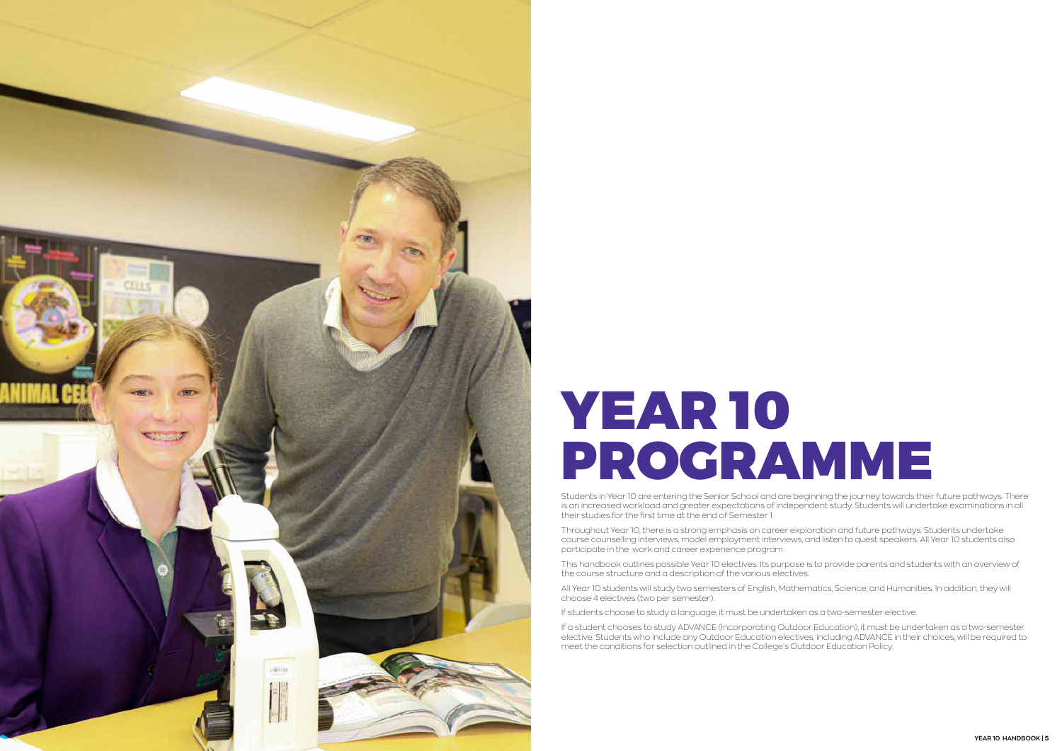# YEAR 10 PROGRAMME

Students in Year 10 are entering the Senior School and are beginning the journey towards their future pathways. There is an increased workload and greater expectations of independent study. Students will undertake examinations in all their studies for the first time at the end of Semester 1.

Throughout Year 10, there is a strong emphasis on career exploration and future pathways. Students undertake course counselling interviews, model employment interviews, and listen to guest speakers. All Year 10 students also participate in the work and career experience program.

This handbook outlines possible Year 10 electives. Its purpose is to provide parents and students with an overview of the course structure and a description of the various electives.

All Year 10 students will study two semesters of English, Mathematics, Science, and Humanities. In addition, they will choose 4 electives (two per semester).

If students choose to study a language, it must be undertaken as a two-semester elective.

If a student chooses to study ADVANCE (Incorporating Outdoor Education), it must be undertaken as a two-semester elective. Students who include any Outdoor Education electives, including ADVANCE in their choices, will be required to meet the conditions for selection outlined in the College's Outdoor Education Policy.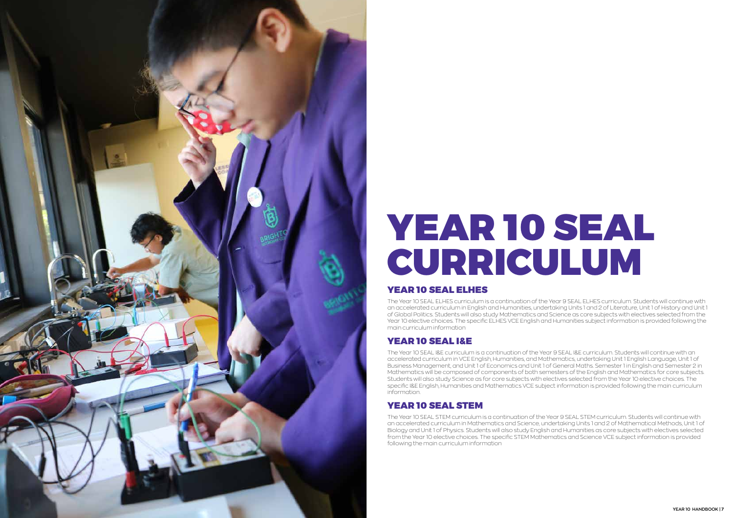# YEAR 10 SEAL CURRICULUM

## YEAR 10 SEAL ELHES

The Year 10 SEAL ELHES curriculum is a continuation of the Year 9 SEAL ELHES curriculum. Students will continue with an accelerated curriculum in English and Humanities, undertaking Units 1 and 2 of Literature, Unit 1 of History and Unit 1 of Global Politics. Students will also study Mathematics and Science as core subjects with electives selected from the Year 10 elective choices. The specific ELHES VCE English and Humanities subject information is provided following the main curriculum information

## YEAR 10 SEAL I&E

The Year 10 SEAL I&E curriculum is a continuation of the Year 9 SEAL I&E curriculum. Students will continue with an accelerated curriculum in VCE English, Humanities, and Mathematics, undertaking Unit 1 English Language, Unit 1 of Business Management, and Unit 1 of Economics and Unit 1 of General Maths. Semester 1 in English and Semester 2 in Mathematics will be composed of components of both semesters of the English and Mathematics for core subjects. Students will also study Science as for core subjects with electives selected from the Year 10 elective choices. The specific I&E English, Humanities and Mathematics VCE subject information is provided following the main curriculum information.

## YEAR 10 SEAL STEM

The Year 10 SEAL STEM curriculum is a continuation of the Year 9 SEAL STEM curriculum. Students will continue with an accelerated curriculum in Mathematics and Science, undertaking Units 1 and 2 of Mathematical Methods, Unit 1 of Biology and Unit 1 of Physics. Students will also study English and Humanities as core subjects with electives selected from the Year 10 elective choices. The specific STEM Mathematics and Science VCE subject information is provided following the main curriculum information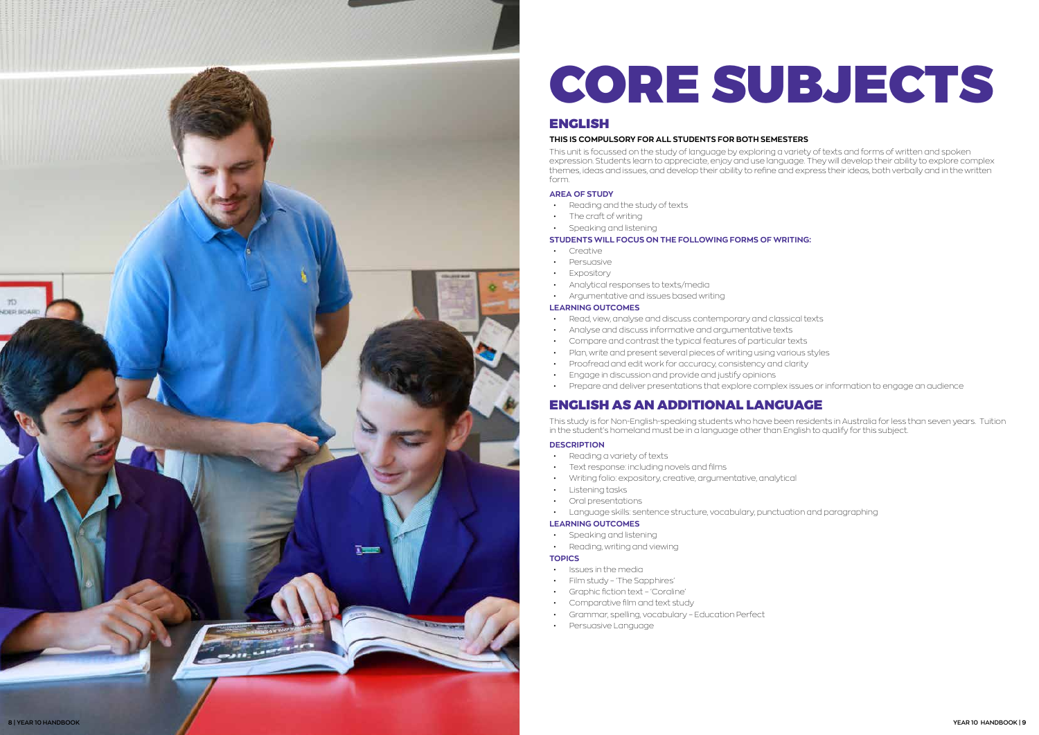# CORE SUBJECTS

## ENGLISH

**THIS IS COMPULSORY FOR ALL STUDENTS FOR BOTH SEMESTERS**

This unit is focussed on the study of language by exploring a variety of texts and forms of written and spoken expression. Students learn to appreciate, enjoy and use language. They will develop their ability to explore complex themes, ideas and issues, and develop their ability to refine and express their ideas, both verbally and in the written form.

### AREA OF STUDY

- Reading and the study of texts
- The craft of writing
- Speaking and listening

### STUDENTS WILL FOCUS ON THE FOLLOWING FORMS OF WRITING:

- Creative
- Persuasive
- Expository
- Analytical responses to texts/media
- Argumentative and issues based writing

### LEARNING OUTCOMES

- Read, view, analyse and discuss contemporary and classical texts
- Analyse and discuss informative and argumentative texts
- Compare and contrast the typical features of particular texts
- Plan, write and present several pieces of writing using various styles
- Proofread and edit work for accuracy, consistency and clarity
- Engage in discussion and provide and justify opinions
- Prepare and deliver presentations that explore complex issues or information to engage an audience

## ENGLISH AS AN ADDITIONAL LANGUAGE

This study is for Non-English-speaking students who have been residents in Australia for less than seven years. Tuition in the student's homeland must be in a language other than English to qualify for this subject.

### DESCRIPTION

- Reading a variety of texts
- Text response: including novels and films
- Writing folio: expository, creative, argumentative, analytical
- Listening tasks
- Oral presentations
- Language skills: sentence structure, vocabulary, punctuation and paragraphing

### LEARNING OUTCOMES

- Speaking and listening
- Reading, writing and viewing

### TOPICS

- Issues in the media
- Film study – 'The Sapphires'
- Graphic fiction text – 'Coraline'
- Comparative film and text study
- Grammar, spelling, vocabulary – Education Perfect
- Persuasive Language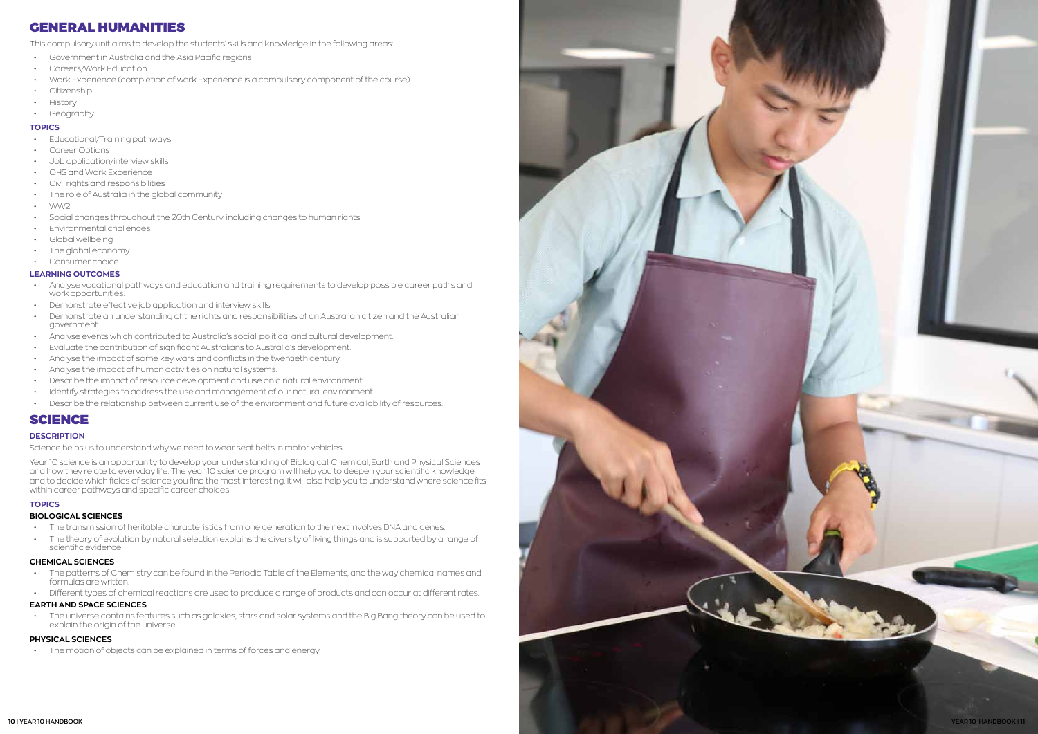# GENERAL HUMANITIES

This compulsory unit aims to develop the students' skills and knowledge in the following areas:

- Government in Australia and the Asia Pacific regions
- Careers/Work Education
- Work Experience (completion of work Experience is a compulsory component of the course)
- Citizenship
- History
- Geography

### TOPICS

- Educational/Training pathways
- Career Options
- Job application/interview skills
- OHS and Work Experience
- Civil rights and responsibilities
- The role of Australia in the global community
- WW2
- Social changes throughout the 20th Century, including changes to human rights
- Environmental challenges
- Global wellbeing
- The global economy
- Consumer choice

### LEARNING OUTCOMES

- Analyse vocational pathways and education and training requirements to develop possible career paths and work opportunities.
- Demonstrate effective job application and interview skills.
- Demonstrate an understanding of the rights and responsibilities of an Australian citizen and the Australian government.
- Analyse events which contributed to Australia's social, political and cultural development.
- Evaluate the contribution of significant Australians to Australia's development.
- Analyse the impact of some key wars and conflicts in the twentieth century.
- Analyse the impact of human activities on natural systems.
- Describe the impact of resource development and use on a natural environment.
- Identify strategies to address the use and management of our natural environment.
- Describe the relationship between current use of the environment and future availability of resources.

# SCIENCE

### DESCRIPTION

Science helps us to understand why we need to wear seat belts in motor vehicles.

Year 10 science is an opportunity to develop your understanding of Biological, Chemical, Earth and Physical Sciences and how they relate to everyday life. The year 10 science program will help you to deepen your scientific knowledge; and to decide which fields of science you find the most interesting. It will also help you to understand where science fits within career pathways and specific career choices.

### TOPICS

#### BIOLOGICAL SCIENCES

- The transmission of heritable characteristics from one generation to the next involves DNA and genes.
- The theory of evolution by natural selection explains the diversity of living things and is supported by a range of scientific evidence.

#### CHEMICAL SCIENCES

- The patterns of Chemistry can be found in the Periodic Table of the Elements, and the way chemical names and formulas are written.
- Different types of chemical reactions are used to produce a range of products and can occur at different rates.

#### EARTH AND SPACE SCIENCES

- The universe contains features such as galaxies, stars and solar systems and the Big Bang theory can be used to explain the origin of the universe.

#### PHYSICAL SCIENCES

- The motion of objects can be explained in terms of forces and energy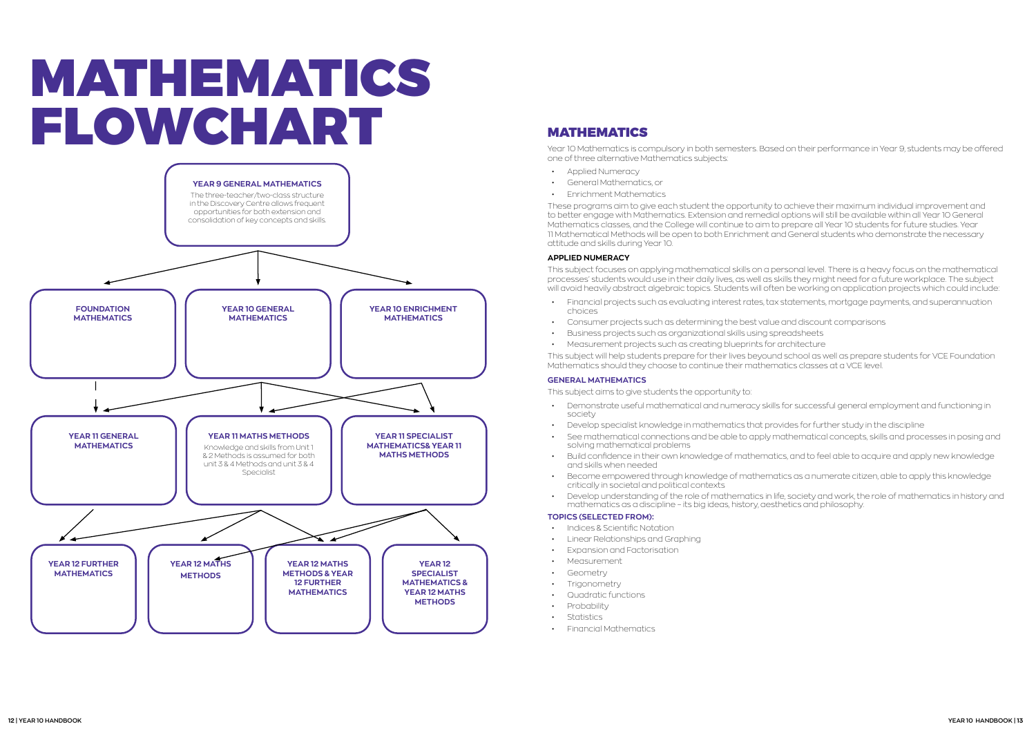# MATHEMATICS FLOWCHART

**YEAR 9 GENERAL MATHEMATICS**

The three-teacher/two-class structure in the Discovery Centre allows frequent opportunities for both extension and consolidation of key concepts and skills.

**FOUNDATION MATHEMATICS**

**YEAR 10 GENERAL MATHEMATICS**

**YEAR 10 ENRICHMENT MATHEMATICS**

**YEAR 11 GENERAL MATHEMATICS**

**YEAR 11 MATHS METHODS**

Knowledge and skills from Unit 1 & 2 Methods is assumed for both unit 3 & 4 Methods and unit 3 & 4 Specialist

**YEAR 11 SPECIALIST MATHEMATICS& YEAR 11 MATHS METHODS**

**YEAR 12 FURTHER MATHEMATICS**

**YEAR 12 MATHS METHODS**

**YEAR 12 MATHS METHODS & YEAR 12 FURTHER MATHEMATICS**

**YEAR 12 SPECIALIST MATHEMATICS & YEAR 12 MATHS METHODS**

## MATHEMATICS

Year 10 Mathematics is compulsory in both semesters. Based on their performance in Year 9, students may be offered one of three alternative Mathematics subjects:

- Applied Numeracy
- General Mathematics, or
- Enrichment Mathematics

These programs aim to give each student the opportunity to achieve their maximum individual improvement and to better engage with Mathematics. Extension and remedial options will still be available within all Year 10 General Mathematics classes, and the College will continue to aim to prepare all Year 10 students for future studies. Year 11 Mathematical Methods will be open to both Enrichment and General students who demonstrate the necessary attitude and skills during Year 10.

### APPLIED NUMERACY

This subject focuses on applying mathematical skills on a personal level. There is a heavy focus on the mathematical processes' students would use in their daily lives, as well as skills they might need for a future workplace. The subject will avoid heavily abstract algebraic topics. Students will often be working on application projects which could include:

- Financial projects such as evaluating interest rates, tax statements, mortgage payments, and superannuation choices
- Consumer projects such as determining the best value and discount comparisons
- Business projects such as organizational skills using spreadsheets
- Measurement projects such as creating blueprints for architecture

This subject will help students prepare for their lives beyound school as well as prepare students for VCE Foundation Mathematics should they choose to continue their mathematics classes at a VCE level.

### GENERAL MATHEMATICS

This subject aims to give students the opportunity to:

- Demonstrate useful mathematical and numeracy skills for successful general employment and functioning in society
- Develop specialist knowledge in mathematics that provides for further study in the discipline
- See mathematical connections and be able to apply mathematical concepts, skills and processes in posing and solving mathematical problems
- Build confidence in their own knowledge of mathematics, and to feel able to acquire and apply new knowledge and skills when needed
- Become empowered through knowledge of mathematics as a numerate citizen, able to apply this knowledge critically in societal and political contexts
- Develop understanding of the role of mathematics in life, society and work, the role of mathematics in history and mathematics as a discipline – its big ideas, history, aesthetics and philosophy.

### TOPICS (SELECTED FROM):

- Indices & Scientific Notation
- Linear Relationships and Graphing
- Expansion and Factorisation
- Measurement
- Geometry
- Trigonometry
- Quadratic functions
- Probability
- Statistics
- Financial Mathematics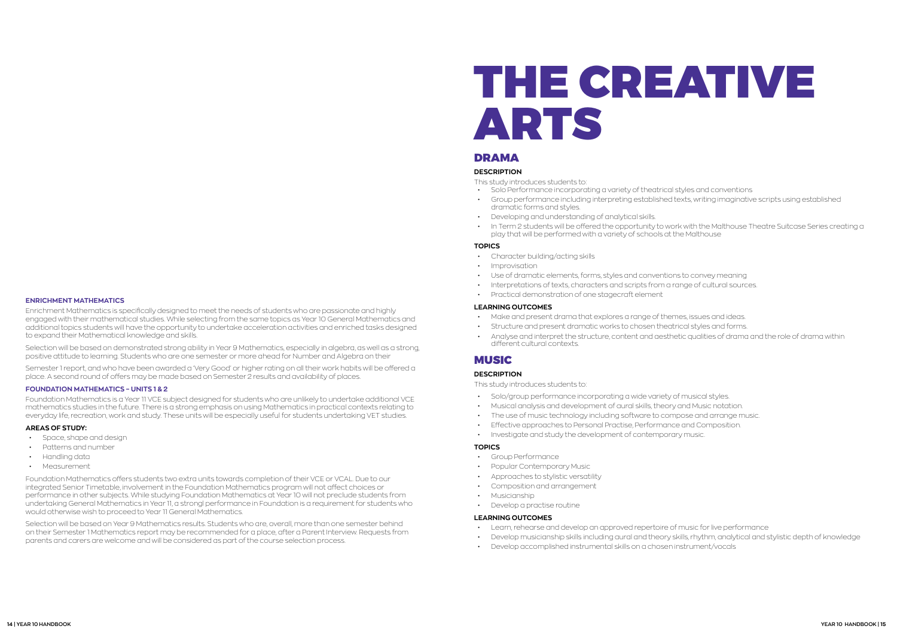### ENRICHMENT MATHEMATICS

Enrichment Mathematics is specifically designed to meet the needs of students who are passionate and highly engaged with their mathematical studies. While selecting from the same topics as Year 10 General Mathematics and additional topics students will have the opportunity to undertake acceleration activities and enriched tasks designed to expand their Mathematical knowledge and skills.

Selection will be based on demonstrated strong ability in Year 9 Mathematics, especially in algebra, as well as a strong, positive attitude to learning. Students who are one semester or more ahead for Number and Algebra on their

Semester 1 report, and who have been awarded a 'Very Good' or higher rating on all their work habits will be offered a place. A second round of offers may be made based on Semester 2 results and availability of places.

### FOUNDATION MATHEMATICS – UNITS 1 & 2

Foundation Mathematics is a Year 11 VCE subject designed for students who are unlikely to undertake additional VCE mathematics studies in the future. There is a strong emphasis on using Mathematics in practical contexts relating to everyday life, recreation, work and study. These units will be especially useful for students undertaking VET studies.

**AREAS OF STUDY:**

- Space, shape and design
- Patterns and number
- Handling data
- Measurement

Foundation Mathematics offers students two extra units towards completion of their VCE or VCAL. Due to our integrated Senior Timetable, involvement in the Foundation Mathematics program will not affect choices or performance in other subjects. While studying Foundation Mathematics at Year 10 will not preclude students from undertaking General Mathematics in Year 11, a strongl performance in Foundation is a requirement for students who would otherwise wish to proceed to Year 11 General Mathematics.

Selection will be based on Year 9 Mathematics results. Students who are, overall, more than one semester behind on their Semester 1 Mathematics report may be recommended for a place, after a Parent Interview. Requests from parents and carers are welcome and will be considered as part of the course selection process.

# THE CREATIVE ARTS

## DRAMA

**DESCRIPTION**

This study introduces students to:

- Solo Performance incorporating a variety of theatrical styles and conventions
- Group performance including interpreting established texts, writing imaginative scripts using established dramatic forms and styles.
- Developing and understanding of analytical skills.
- In Term 2 students will be offered the opportunity to work with the Malthouse Theatre Suitcase Series creating a play that will be performed with a variety of schools at the Malthouse

**TOPICS**

- Character building/acting skills
- Improvisation
- Use of dramatic elements, forms, styles and conventions to convey meaning
- Interpretations of texts, characters and scripts from a range of cultural sources.
- Practical demonstration of one stagecraft element

**LEARNING OUTCOMES**

- Make and present drama that explores a range of themes, issues and ideas.
- Structure and present dramatic works to chosen theatrical styles and forms.
- Analyse and interpret the structure, content and aesthetic qualities of drama and the role of drama within different cultural contexts.

## MUSIC

**DESCRIPTION**

This study introduces students to:

- Solo/group performance incorporating a wide variety of musical styles.
- Musical analysis and development of aural skills, theory and Music notation.
- The use of music technology including software to compose and arrange music.
- Effective approaches to Personal Practise, Performance and Composition.
- Investigate and study the development of contemporary music.

**TOPICS**

- Group Performance
- Popular Contemporary Music
- Approaches to stylistic versatility
- Composition and arrangement
- Musicianship
- Develop a practise routine

**LEARNING OUTCOMES**

- Learn, rehearse and develop an approved repertoire of music for live performance
- Develop musicianship skills including aural and theory skills, rhythm, analytical and stylistic depth of knowledge
- Develop accomplished instrumental skills on a chosen instrument/vocals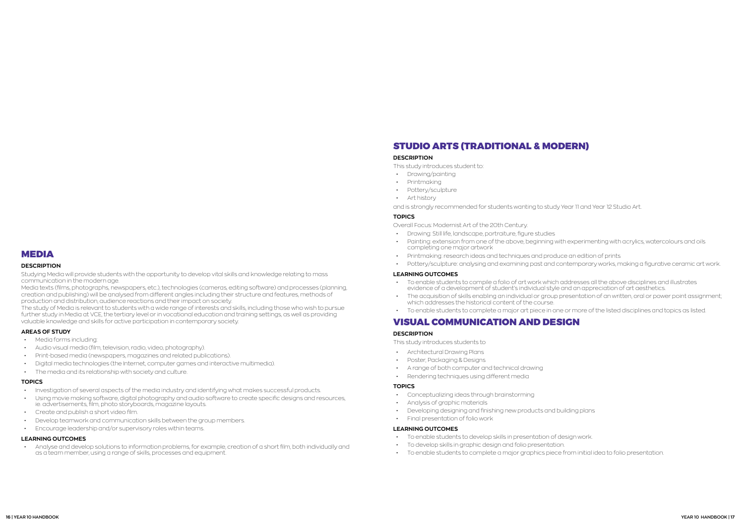# MEDIA

### DESCRIPTION

Studying Media will provide students with the opportunity to develop vital skills and knowledge relating to mass communication in the modern age.

Media texts (films, photographs, newspapers, etc.), technologies (cameras, editing software) and processes (planning, creation and publishing) will be analysed from different angles including their structure and features, methods of production and distribution, audience reactions and their impact on society.

The study of Media is relevant to students with a wide range of interests and skills, including those who wish to pursue further study in Media at VCE, the tertiary level or in vocational education and training settings, as well as providing valuable knowledge and skills for active participation in contemporary society.

### AREAS OF STUDY

- Media forms including:
- Audio visual media (film, television, radio, video, photography).
- Print-based media (newspapers, magazines and related publications).
- Digital media technologies (the Internet, computer games and interactive multimedia).
- The media and its relationship with society and culture.

### TOPICS

- Investigation of several aspects of the media industry and identifying what makes successful products.
- Using movie making software, digital photography and audio software to create specific designs and resources, ie. advertisements, film, photo storyboards, magazine layouts.
- Create and publish a short video film.
- Develop teamwork and communication skills between the group members.
- Encourage leadership and/or supervisory roles within teams.

### LEARNING OUTCOMES

- Analyse and develop solutions to information problems, for example, creation of a short film, both individually and as a team member, using a range of skills, processes and equipment.

# STUDIO ARTS (TRADITIONAL & MODERN)

### DESCRIPTION

This study introduces student to:

- Drawing/painting
- Printmaking
- Pottery/sculpture
- Art history

and is strongly recommended for students wanting to study Year 11 and Year 12 Studio Art.

### TOPICS

Overall Focus: Modernist Art of the 20th Century.

- Drawing: Still life, landscape, portraiture, figure studies
- Painting: extension from one of the above, beginning with experimenting with acrylics, watercolours and oils completing one major artwork
- Printmaking: research ideas and techniques and produce an edition of prints
- Pottery/sculpture: analysing and examining past and contemporary works, making a figurative ceramic art work.

### LEARNING OUTCOMES

- To enable students to compile a folio of art work which addresses all the above disciplines and illustrates evidence of a development of student's individual style and an appreciation of art aesthetics.
- The acquisition of skills enabling an individual or group presentation of an written, oral or power point assignment; which addresses the historical content of the course.
- To enable students to complete a major art piece in one or more of the listed disciplines and topics as listed.

# VISUAL COMMUNICATION AND DESIGN

### DESCRIPTION

This study introduces students to

- Architectural Drawing Plans
- Poster, Packaging & Designs
- A range of both computer and technical drawing
- Rendering techniques using different media

### TOPICS

- Conceptualizing ideas through brainstorming
- Analysis of graphic materials
- Developing designing and finishing new products and building plans
- Final presentation of folio work

### LEARNING OUTCOMES

- To enable students to develop skills in presentation of design work.
- To develop skills in graphic design and folio presentation.
- To enable students to complete a major graphics piece from initial idea to folio presentation.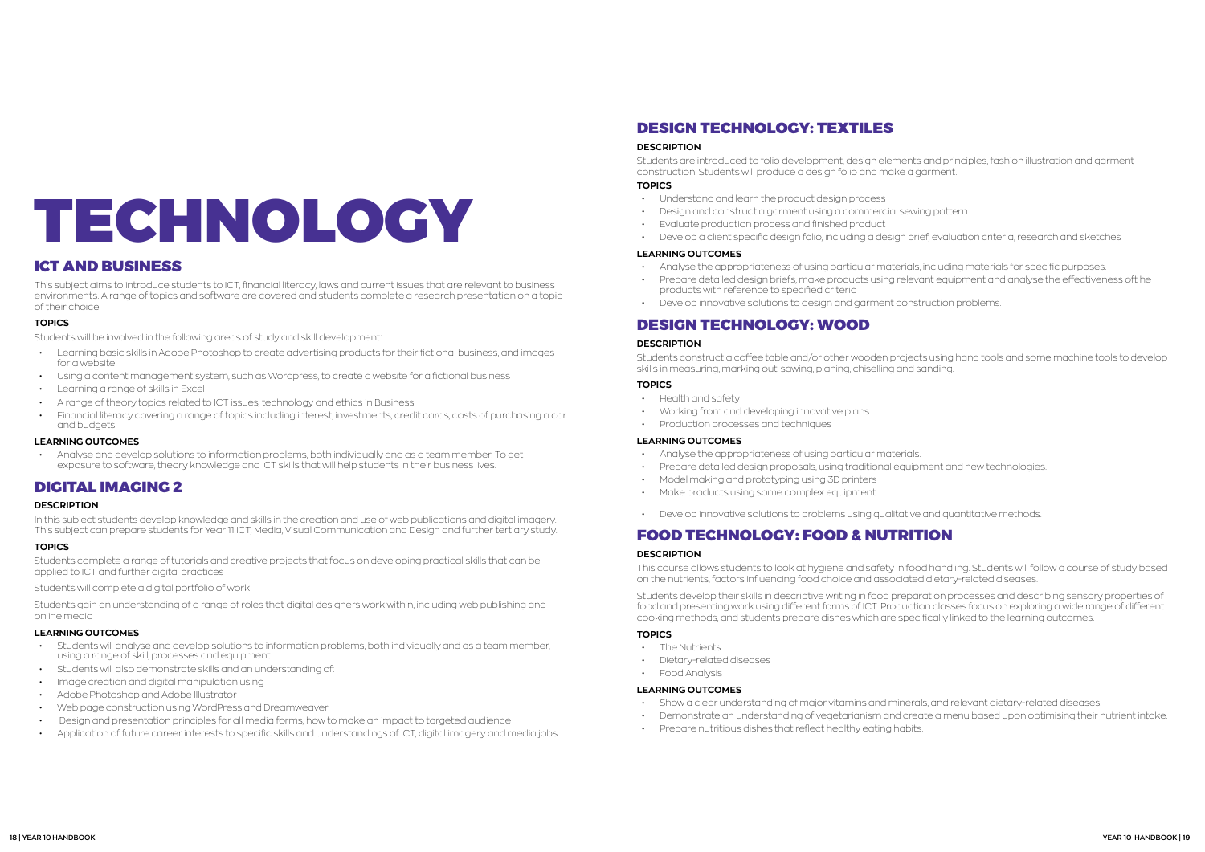# TECHNOLOGY

## ICT AND BUSINESS

This subject aims to introduce students to ICT, financial literacy, laws and current issues that are relevant to business environments. A range of topics and software are covered and students complete a research presentation on a topic of their choice.

**TOPICS**

Students will be involved in the following areas of study and skill development:

- Learning basic skills in Adobe Photoshop to create advertising products for their fictional business, and images for a website
- Using a content management system, such as Wordpress, to create a website for a fictional business
- Learning a range of skills in Excel
- A range of theory topics related to ICT issues, technology and ethics in Business
- Financial literacy covering a range of topics including interest, investments, credit cards, costs of purchasing a car and budgets

**LEARNING OUTCOMES**

- Analyse and develop solutions to information problems, both individually and as a team member. To get exposure to software, theory knowledge and ICT skills that will help students in their business lives.

## DIGITAL IMAGING 2

**DESCRIPTION**

In this subject students develop knowledge and skills in the creation and use of web publications and digital imagery. This subject can prepare students for Year 11 ICT, Media, Visual Communication and Design and further tertiary study.

**TOPICS**

Students complete a range of tutorials and creative projects that focus on developing practical skills that can be applied to ICT and further digital practices

Students will complete a digital portfolio of work

Students gain an understanding of a range of roles that digital designers work within, including web publishing and online media

**LEARNING OUTCOMES**

- Students will analyse and develop solutions to information problems, both individually and as a team member, using a range of skill, processes and equipment.
- Students will also demonstrate skills and an understanding of:
- Image creation and digital manipulation using
- Adobe Photoshop and Adobe Illustrator
- Web page construction using WordPress and Dreamweaver
- Design and presentation principles for all media forms, how to make an impact to targeted audience
- Application of future career interests to specific skills and understandings of ICT, digital imagery and media jobs

## DESIGN TECHNOLOGY: TEXTILES

**DESCRIPTION**

Students are introduced to folio development, design elements and principles, fashion illustration and garment construction. Students will produce a design folio and make a garment.

**TOPICS**

- Understand and learn the product design process
- Design and construct a garment using a commercial sewing pattern
- Evaluate production process and finished product
- Develop a client specific design folio, including a design brief, evaluation criteria, research and sketches

**LEARNING OUTCOMES**

- Analyse the appropriateness of using particular materials, including materials for specific purposes.
- Prepare detailed design briefs, make products using relevant equipment and analyse the effectiveness oft he products with reference to specified criteria
- Develop innovative solutions to design and garment construction problems.

## DESIGN TECHNOLOGY: WOOD

**DESCRIPTION**

Students construct a coffee table and/or other wooden projects using hand tools and some machine tools to develop skills in measuring, marking out, sawing, planing, chiselling and sanding.

**TOPICS**

- Health and safety
- Working from and developing innovative plans
- Production processes and techniques

**LEARNING OUTCOMES**

- Analyse the appropriateness of using particular materials.
- Prepare detailed design proposals, using traditional equipment and new technologies.
- Model making and prototyping using 3D printers
- Make products using some complex equipment.
- Develop innovative solutions to problems using qualitative and quantitative methods.

## FOOD TECHNOLOGY: FOOD & NUTRITION

**DESCRIPTION**

This course allows students to look at hygiene and safety in food handling. Students will follow a course of study based on the nutrients, factors influencing food choice and associated dietary-related diseases.

Students develop their skills in descriptive writing in food preparation processes and describing sensory properties of food and presenting work using different forms of ICT. Production classes focus on exploring a wide range of different cooking methods, and students prepare dishes which are specifically linked to the learning outcomes.

**TOPICS**

- The Nutrients
- Dietary-related diseases
- Food Analysis

**LEARNING OUTCOMES**

- Show a clear understanding of major vitamins and minerals, and relevant dietary-related diseases.
- Demonstrate an understanding of vegetarianism and create a menu based upon optimising their nutrient intake.
- Prepare nutritious dishes that reflect healthy eating habits.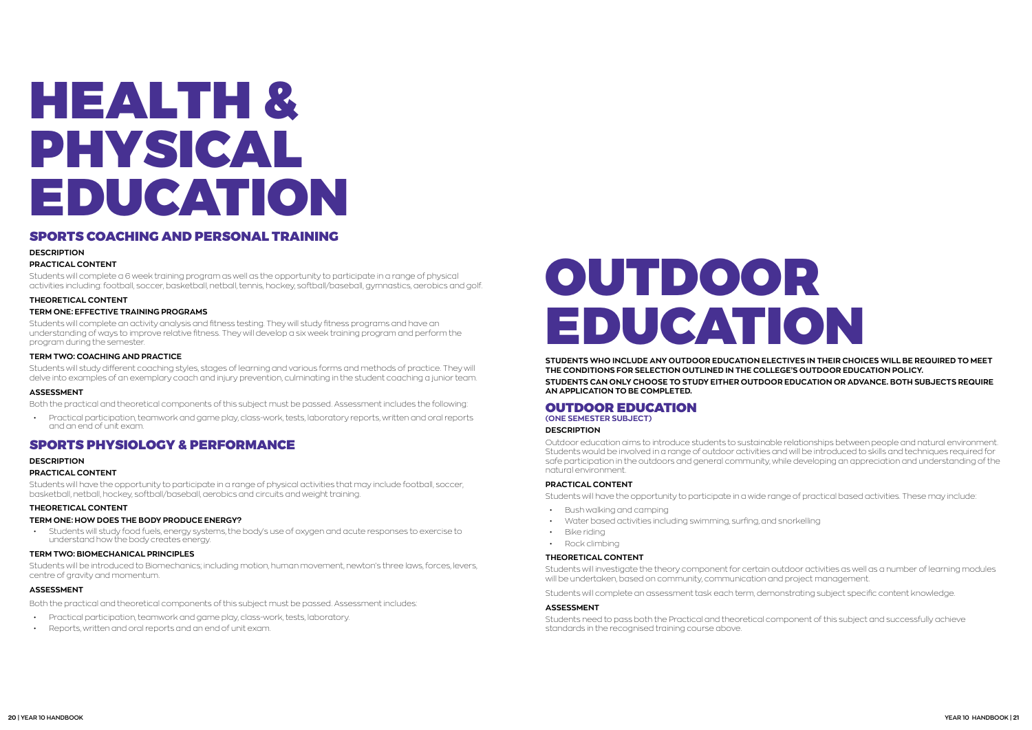# HEALTH & PHYSICAL EDUCATION

## SPORTS COACHING AND PERSONAL TRAINING

**DESCRIPTION**

**PRACTICAL CONTENT**

Students will complete a 6 week training program as well as the opportunity to participate in a range of physical activities including: football, soccer, basketball, netball, tennis, hockey, softball/baseball, gymnastics, aerobics and golf.

**THEORETICAL CONTENT**

**TERM ONE: EFFECTIVE TRAINING PROGRAMS**

Students will complete an activity analysis and fitness testing. They will study fitness programs and have an understanding of ways to improve relative fitness. They will develop a six week training program and perform the program during the semester.

**TERM TWO: COACHING AND PRACTICE**

Students will study different coaching styles, stages of learning and various forms and methods of practice. They will delve into examples of an exemplary coach and injury prevention, culminating in the student coaching a junior team.

**ASSESSMENT**

Both the practical and theoretical components of this subject must be passed. Assessment includes the following:

- Practical participation, teamwork and game play, class-work, tests, laboratory reports, written and oral reports and an end of unit exam.

## SPORTS PHYSIOLOGY & PERFORMANCE

**DESCRIPTION**

**PRACTICAL CONTENT**

Students will have the opportunity to participate in a range of physical activities that may include football, soccer, basketball, netball, hockey, softball/baseball, aerobics and circuits and weight training.

**THEORETICAL CONTENT**

**TERM ONE: HOW DOES THE BODY PRODUCE ENERGY?**

- Students will study food fuels, energy systems, the body's use of oxygen and acute responses to exercise to understand how the body creates energy.

**TERM TWO: BIOMECHANICAL PRINCIPLES**

Students will be introduced to Biomechanics; including motion, human movement, newton's three laws, forces, levers, centre of gravity and momentum.

**ASSESSMENT**

Both the practical and theoretical components of this subject must be passed. Assessment includes:

- Practical participation, teamwork and game play, class-work, tests, laboratory.
- Reports, written and oral reports and an end of unit exam.

# OUTDOOR EDUCATION

**STUDENTS WHO INCLUDE ANY OUTDOOR EDUCATION ELECTIVES IN THEIR CHOICES WILL BE REQUIRED TO MEET THE CONDITIONS FOR SELECTION OUTLINED IN THE COLLEGE'S OUTDOOR EDUCATION POLICY.**

**STUDENTS CAN ONLY CHOOSE TO STUDY EITHER OUTDOOR EDUCATION OR ADVANCE. BOTH SUBJECTS REQUIRE AN APPLICATION TO BE COMPLETED.**

## OUTDOOR EDUCATION

**(ONE SEMESTER SUBJECT)**

**DESCRIPTION**

Outdoor education aims to introduce students to sustainable relationships between people and natural environment. Students would be involved in a range of outdoor activities and will be introduced to skills and techniques required for safe participation in the outdoors and general community, while developing an appreciation and understanding of the natural environment.

**PRACTICAL CONTENT**

Students will have the opportunity to participate in a wide range of practical based activities. These may include:

- Bush walking and camping
- Water based activities including swimming, surfing, and snorkelling
- Bike riding
- Rock climbing

**THEORETICAL CONTENT**

Students will investigate the theory component for certain outdoor activities as well as a number of learning modules will be undertaken, based on community, communication and project management.

Students will complete an assessment task each term, demonstrating subject specific content knowledge.

**ASSESSMENT**

Students need to pass both the Practical and theoretical component of this subject and successfully achieve standards in the recognised training course above.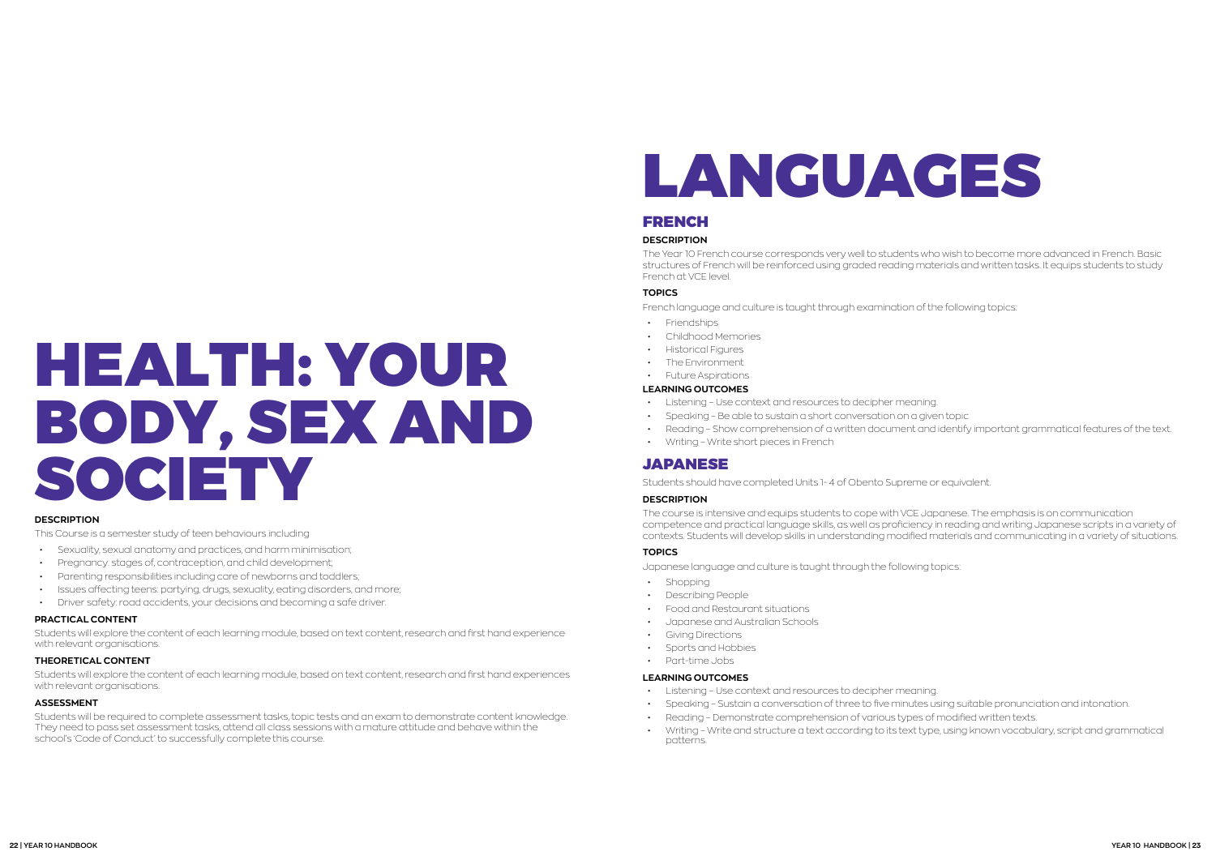# HEALTH: YOUR BODY, SEX AND SOCIETY

**DESCRIPTION**

This Course is a semester study of teen behaviours including

- Sexuality, sexual anatomy and practices, and harm minimisation;
- Pregnancy: stages of, contraception, and child development;
- Parenting responsibilities including care of newborns and toddlers;
- Issues affecting teens: partying, drugs, sexuality, eating disorders, and more;
- Driver safety: road accidents, your decisions and becoming a safe driver.

**PRACTICAL CONTENT**

Students will explore the content of each learning module, based on text content, research and first hand experience with relevant organisations.

**THEORETICAL CONTENT**

Students will explore the content of each learning module, based on text content, research and first hand experiences with relevant organisations.

**ASSESSMENT**

Students will be required to complete assessment tasks, topic tests and an exam to demonstrate content knowledge. They need to pass set assessment tasks, attend all class sessions with a mature attitude and behave within the school's 'Code of Conduct' to successfully complete this course.

# LANGUAGES

## FRENCH

**DESCRIPTION**

The Year 10 French course corresponds very well to students who wish to become more advanced in French. Basic structures of French will be reinforced using graded reading materials and written tasks. It equips students to study French at VCE level.

**TOPICS**

French language and culture is taught through examination of the following topics:

- Friendships
- Childhood Memories
- Historical Figures
- The Environment
- Future Aspirations

**LEARNING OUTCOMES**

- Listening – Use context and resources to decipher meaning.
- Speaking – Be able to sustain a short conversation on a given topic
- Reading – Show comprehension of a written document and identify important grammatical features of the text.
- Writing – Write short pieces in French

## JAPANESE

Students should have completed Units 1- 4 of Obento Supreme or equivalent.

**DESCRIPTION**

The course is intensive and equips students to cope with VCE Japanese. The emphasis is on communication competence and practical language skills, as well as proficiency in reading and writing Japanese scripts in a variety of contexts. Students will develop skills in understanding modified materials and communicating in a variety of situations.

**TOPICS**

Japanese language and culture is taught through the following topics:

- Shopping
- Describing People
- Food and Restaurant situations
- Japanese and Australian Schools
- Giving Directions
- Sports and Hobbies
- Part-time Jobs

**LEARNING OUTCOMES**

- Listening – Use context and resources to decipher meaning.
- Speaking – Sustain a conversation of three to five minutes using suitable pronunciation and intonation.
- Reading – Demonstrate comprehension of various types of modified written texts.
- Writing – Write and structure a text according to its text type, using known vocabulary, script and grammatical patterns.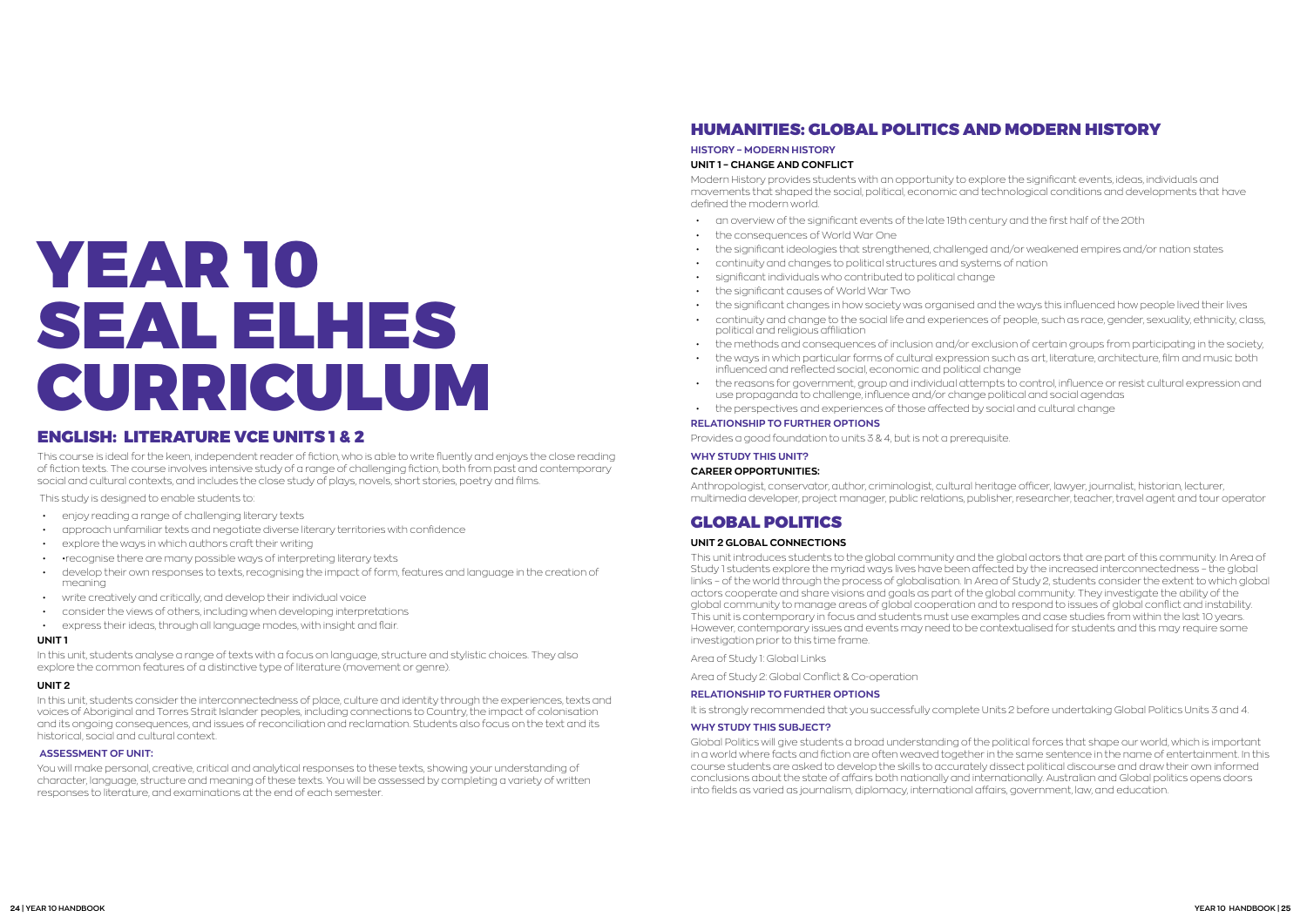# YEAR 10 SEAL ELHES CURRICULUM

## ENGLISH: LITERATURE VCE UNITS 1 & 2

This course is ideal for the keen, independent reader of fiction, who is able to write fluently and enjoys the close reading of fiction texts. The course involves intensive study of a range of challenging fiction, both from past and contemporary social and cultural contexts, and includes the close study of plays, novels, short stories, poetry and films.

This study is designed to enable students to:

- enjoy reading a range of challenging literary texts
- approach unfamiliar texts and negotiate diverse literary territories with confidence
- explore the ways in which authors craft their writing
- •recognise there are many possible ways of interpreting literary texts
- develop their own responses to texts, recognising the impact of form, features and language in the creation of meaning
- write creatively and critically, and develop their individual voice
- consider the views of others, including when developing interpretations
- express their ideas, through all language modes, with insight and flair.

**UNIT 1**

In this unit, students analyse a range of texts with a focus on language, structure and stylistic choices. They also explore the common features of a distinctive type of literature (movement or genre).

**UNIT 2**

In this unit, students consider the interconnectedness of place, culture and identity through the experiences, texts and voices of Aboriginal and Torres Strait Islander peoples, including connections to Country, the impact of colonisation and its ongoing consequences, and issues of reconciliation and reclamation. Students also focus on the text and its historical, social and cultural context.

**ASSESSMENT OF UNIT:**

You will make personal, creative, critical and analytical responses to these texts, showing your understanding of character, language, structure and meaning of these texts. You will be assessed by completing a variety of written responses to literature, and examinations at the end of each semester.

## HUMANITIES: GLOBAL POLITICS AND MODERN HISTORY

**HISTORY – MODERN HISTORY**

**UNIT 1 – CHANGE AND CONFLICT**

Modern History provides students with an opportunity to explore the significant events, ideas, individuals and movements that shaped the social, political, economic and technological conditions and developments that have defined the modern world.

- an overview of the significant events of the late 19th century and the first half of the 20th
- the consequences of World War One
- the significant ideologies that strengthened, challenged and/or weakened empires and/or nation states
- continuity and changes to political structures and systems of nation
- significant individuals who contributed to political change
- the significant causes of World War Two
- the significant changes in how society was organised and the ways this influenced how people lived their lives
- continuity and change to the social life and experiences of people, such as race, gender, sexuality, ethnicity, class, political and religious affiliation
- the methods and consequences of inclusion and/or exclusion of certain groups from participating in the society,
- the ways in which particular forms of cultural expression such as art, literature, architecture, film and music both influenced and reflected social, economic and political change
- the reasons for government, group and individual attempts to control, influence or resist cultural expression and use propaganda to challenge, influence and/or change political and social agendas
- the perspectives and experiences of those affected by social and cultural change

**RELATIONSHIP TO FURTHER OPTIONS**

Provides a good foundation to units 3 & 4, but is not a prerequisite.

**WHY STUDY THIS UNIT?**

**CAREER OPPORTUNITIES:**

Anthropologist, conservator, author, criminologist, cultural heritage officer, lawyer, journalist, historian, lecturer, multimedia developer, project manager, public relations, publisher, researcher, teacher, travel agent and tour operator

## GLOBAL POLITICS

**UNIT 2 GLOBAL CONNECTIONS**

This unit introduces students to the global community and the global actors that are part of this community. In Area of Study 1 students explore the myriad ways lives have been affected by the increased interconnectedness – the global links – of the world through the process of globalisation. In Area of Study 2, students consider the extent to which global actors cooperate and share visions and goals as part of the global community. They investigate the ability of the global community to manage areas of global cooperation and to respond to issues of global conflict and instability. This unit is contemporary in focus and students must use examples and case studies from within the last 10 years. However, contemporary issues and events may need to be contextualised for students and this may require some investigation prior to this time frame.

Area of Study 1: Global Links

Area of Study 2: Global Conflict & Co-operation

**RELATIONSHIP TO FURTHER OPTIONS**

It is strongly recommended that you successfully complete Units 2 before undertaking Global Politics Units 3 and 4.

**WHY STUDY THIS SUBJECT?**

Global Politics will give students a broad understanding of the political forces that shape our world, which is important in a world where facts and fiction are often weaved together in the same sentence in the name of entertainment. In this course students are asked to develop the skills to accurately dissect political discourse and draw their own informed conclusions about the state of affairs both nationally and internationally. Australian and Global politics opens doors into fields as varied as journalism, diplomacy, international affairs, government, law, and education.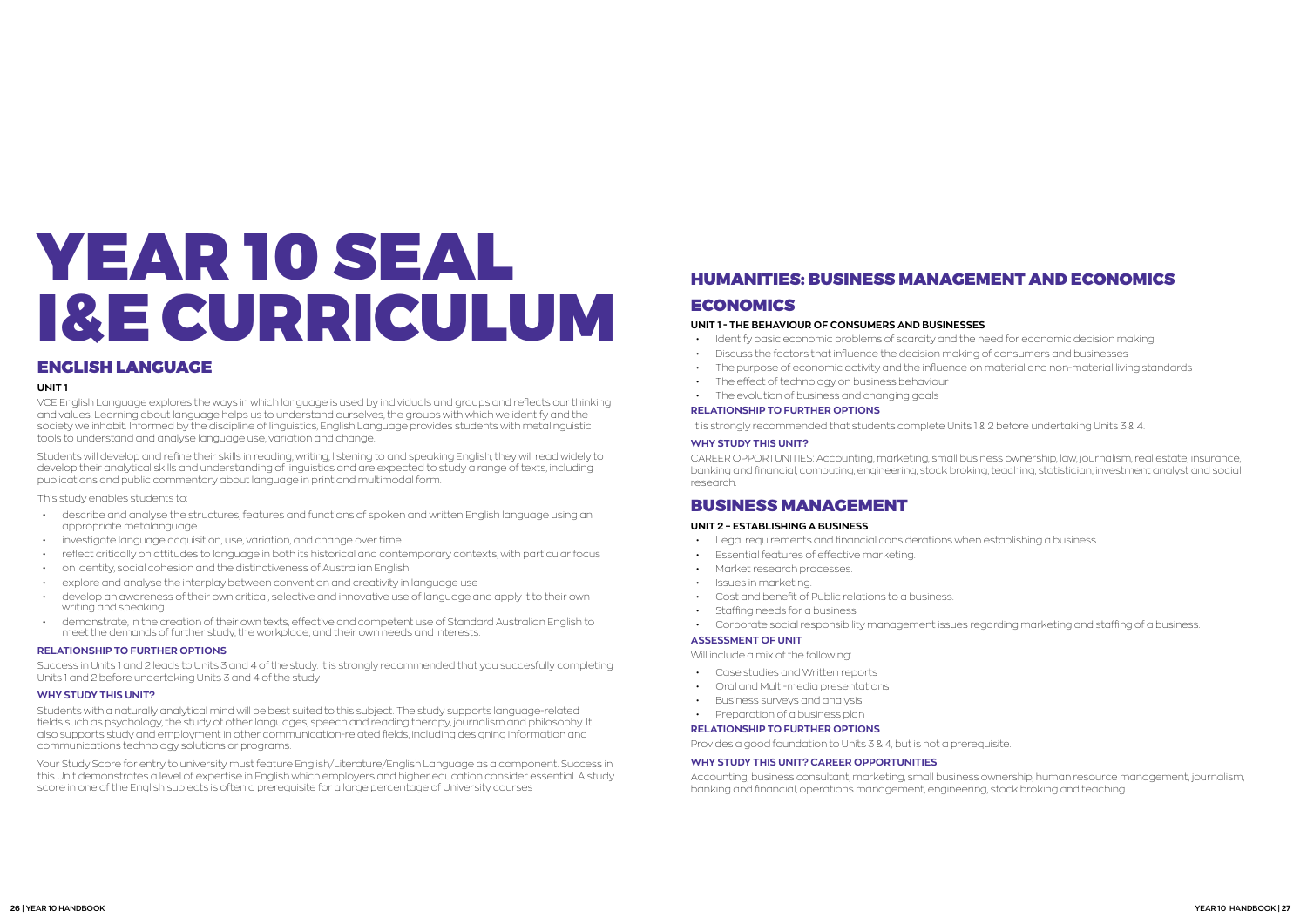# YEAR 10 SEAL I&E CURRICULUM

## ENGLISH LANGUAGE

### UNIT 1

VCE English Language explores the ways in which language is used by individuals and groups and reflects our thinking and values. Learning about language helps us to understand ourselves, the groups with which we identify and the society we inhabit. Informed by the discipline of linguistics, English Language provides students with metalinguistic tools to understand and analyse language use, variation and change.

Students will develop and refine their skills in reading, writing, listening to and speaking English, they will read widely to develop their analytical skills and understanding of linguistics and are expected to study a range of texts, including publications and public commentary about language in print and multimodal form.

This study enables students to:

- describe and analyse the structures, features and functions of spoken and written English language using an appropriate metalanguage
- investigate language acquisition, use, variation, and change over time
- reflect critically on attitudes to language in both its historical and contemporary contexts, with particular focus
- on identity, social cohesion and the distinctiveness of Australian English
- explore and analyse the interplay between convention and creativity in language use
- develop an awareness of their own critical, selective and innovative use of language and apply it to their own writing and speaking
- demonstrate, in the creation of their own texts, effective and competent use of Standard Australian English to meet the demands of further study, the workplace, and their own needs and interests.

### RELATIONSHIP TO FURTHER OPTIONS

Success in Units 1 and 2 leads to Units 3 and 4 of the study. It is strongly recommended that you succesfully completing Units 1 and 2 before undertaking Units 3 and 4 of the study

### WHY STUDY THIS UNIT?

Students with a naturally analytical mind will be best suited to this subject. The study supports language-related fields such as psychology, the study of other languages, speech and reading therapy, journalism and philosophy. It also supports study and employment in other communication-related fields, including designing information and communications technology solutions or programs.

Your Study Score for entry to university must feature English/Literature/English Language as a component. Success in this Unit demonstrates a level of expertise in English which employers and higher education consider essential. A study score in one of the English subjects is often a prerequisite for a large percentage of University courses

## HUMANITIES: BUSINESS MANAGEMENT AND ECONOMICS

## ECONOMICS

### UNIT 1 - THE BEHAVIOUR OF CONSUMERS AND BUSINESSES

- Identify basic economic problems of scarcity and the need for economic decision making
- Discuss the factors that influence the decision making of consumers and businesses
- The purpose of economic activity and the influence on material and non-material living standards
- The effect of technology on business behaviour
- The evolution of business and changing goals

### RELATIONSHIP TO FURTHER OPTIONS

It is strongly recommended that students complete Units 1 & 2 before undertaking Units 3 & 4.

### WHY STUDY THIS UNIT?

CAREER OPPORTUNITIES: Accounting, marketing, small business ownership, law, journalism, real estate, insurance, banking and financial, computing, engineering, stock broking, teaching, statistician, investment analyst and social research.

## BUSINESS MANAGEMENT

### UNIT 2 – ESTABLISHING A BUSINESS

- Legal requirements and financial considerations when establishing a business.
- Essential features of effective marketing.
- Market research processes.
- Issues in marketing.
- Cost and benefit of Public relations to a business.
- Staffing needs for a business
- Corporate social responsibility management issues regarding marketing and staffing of a business.

### ASSESSMENT OF UNIT

Will include a mix of the following:

- Case studies and Written reports
- Oral and Multi-media presentations
- Business surveys and analysis
- Preparation of a business plan

### RELATIONSHIP TO FURTHER OPTIONS

Provides a good foundation to Units 3 & 4, but is not a prerequisite.

### WHY STUDY THIS UNIT? CAREER OPPORTUNITIES

Accounting, business consultant, marketing, small business ownership, human resource management, journalism, banking and financial, operations management, engineering, stock broking and teaching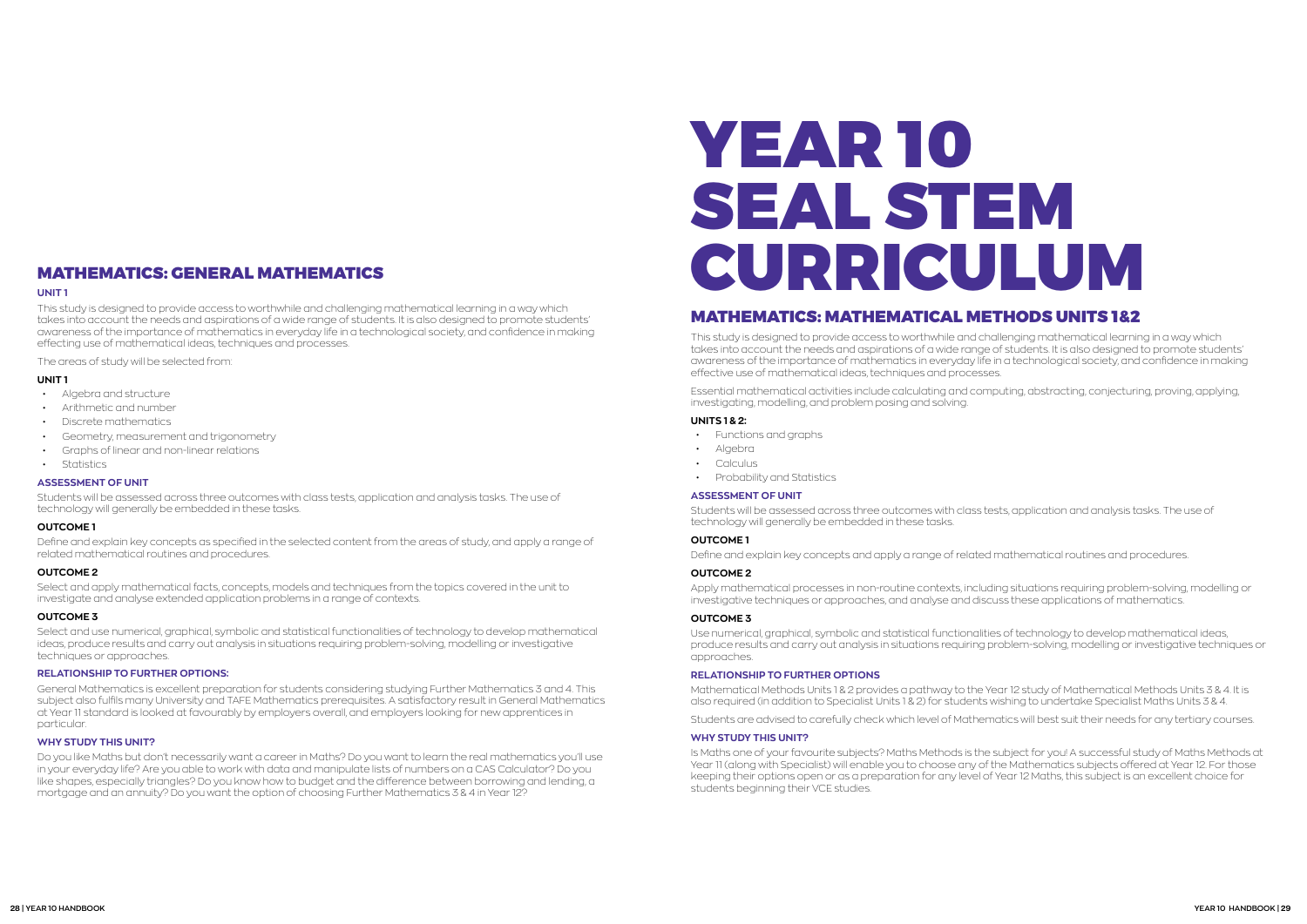## MATHEMATICS: GENERAL MATHEMATICS

**UNIT 1**

This study is designed to provide access to worthwhile and challenging mathematical learning in a way which takes into account the needs and aspirations of a wide range of students. It is also designed to promote students' awareness of the importance of mathematics in everyday life in a technological society, and confidence in making effecting use of mathematical ideas, techniques and processes.

The areas of study will be selected from:

**UNIT 1**

- Algebra and structure
- Arithmetic and number
- Discrete mathematics
- Geometry, measurement and trigonometry
- Graphs of linear and non-linear relations
- Statistics

**ASSESSMENT OF UNIT**

Students will be assessed across three outcomes with class tests, application and analysis tasks. The use of technology will generally be embedded in these tasks.

**OUTCOME 1**

Define and explain key concepts as specified in the selected content from the areas of study, and apply a range of related mathematical routines and procedures.

**OUTCOME 2**

Select and apply mathematical facts, concepts, models and techniques from the topics covered in the unit to investigate and analyse extended application problems in a range of contexts.

**OUTCOME 3**

Select and use numerical, graphical, symbolic and statistical functionalities of technology to develop mathematical ideas, produce results and carry out analysis in situations requiring problem-solving, modelling or investigative techniques or approaches.

**RELATIONSHIP TO FURTHER OPTIONS:**

General Mathematics is excellent preparation for students considering studying Further Mathematics 3 and 4. This subject also fulfils many University and TAFE Mathematics prerequisites. A satisfactory result in General Mathematics at Year 11 standard is looked at favourably by employers overall, and employers looking for new apprentices in particular.

**WHY STUDY THIS UNIT?**

Do you like Maths but don't necessarily want a career in Maths? Do you want to learn the real mathematics you'll use in your everyday life? Are you able to work with data and manipulate lists of numbers on a CAS Calculator? Do you like shapes, especially triangles? Do you know how to budget and the difference between borrowing and lending, a mortgage and an annuity? Do you want the option of choosing Further Mathematics 3 & 4 in Year 12?

# YEAR 10 SEAL STEM CURRICULUM

## MATHEMATICS: MATHEMATICAL METHODS UNITS 1&2

This study is designed to provide access to worthwhile and challenging mathematical learning in a way which takes into account the needs and aspirations of a wide range of students. It is also designed to promote students' awareness of the importance of mathematics in everyday life in a technological society, and confidence in making effective use of mathematical ideas, techniques and processes.

Essential mathematical activities include calculating and computing, abstracting, conjecturing, proving, applying, investigating, modelling, and problem posing and solving.

**UNITS 1 & 2:**

- Functions and graphs
- Algebra
- Calculus
- Probability and Statistics

**ASSESSMENT OF UNIT**

Students will be assessed across three outcomes with class tests, application and analysis tasks. The use of technology will generally be embedded in these tasks.

**OUTCOME 1**

Define and explain key concepts and apply a range of related mathematical routines and procedures.

**OUTCOME 2**

Apply mathematical processes in non-routine contexts, including situations requiring problem-solving, modelling or investigative techniques or approaches, and analyse and discuss these applications of mathematics.

**OUTCOME 3**

Use numerical, graphical, symbolic and statistical functionalities of technology to develop mathematical ideas, produce results and carry out analysis in situations requiring problem-solving, modelling or investigative techniques or approaches.

**RELATIONSHIP TO FURTHER OPTIONS**

Mathematical Methods Units 1 & 2 provides a pathway to the Year 12 study of Mathematical Methods Units 3 & 4. It is also required (in addition to Specialist Units 1 & 2) for students wishing to undertake Specialist Maths Units 3 & 4.

Students are advised to carefully check which level of Mathematics will best suit their needs for any tertiary courses.

**WHY STUDY THIS UNIT?**

Is Maths one of your favourite subjects? Maths Methods is the subject for you! A successful study of Maths Methods at Year 11 (along with Specialist) will enable you to choose any of the Mathematics subjects offered at Year 12. For those keeping their options open or as a preparation for any level of Year 12 Maths, this subject is an excellent choice for students beginning their VCE studies.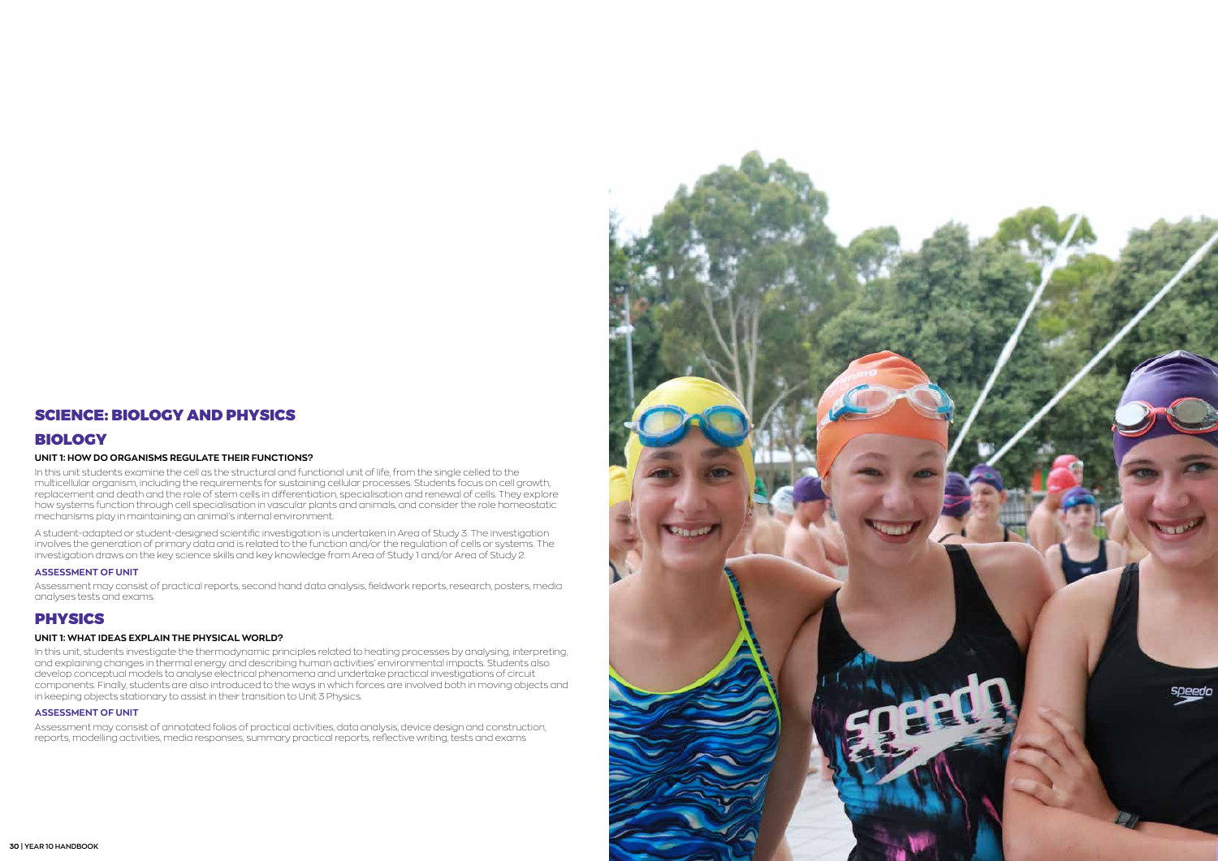# SCIENCE: BIOLOGY AND PHYSICS

## BIOLOGY

### UNIT 1: HOW DO ORGANISMS REGULATE THEIR FUNCTIONS?

In this unit students examine the cell as the structural and functional unit of life, from the single celled to the multicellular organism, including the requirements for sustaining cellular processes. Students focus on cell growth, replacement and death and the role of stem cells in differentiation, specialisation and renewal of cells. They explore how systems function through cell specialisation in vascular plants and animals, and consider the role homeostatic mechanisms play in maintaining an animal's internal environment.

A student-adapted or student-designed scientific investigation is undertaken in Area of Study 3. The investigation involves the generation of primary data and is related to the function and/or the regulation of cells or systems. The investigation draws on the key science skills and key knowledge from Area of Study 1 and/or Area of Study 2.

### ASSESSMENT OF UNIT

Assessment may consist of practical reports, second hand data analysis, fieldwork reports, research, posters, media analyses tests and exams.

## PHYSICS

### UNIT 1: WHAT IDEAS EXPLAIN THE PHYSICAL WORLD?

In this unit, students investigate the thermodynamic principles related to heating processes by analysing, interpreting, and explaining changes in thermal energy and describing human activities' environmental impacts. Students also develop conceptual models to analyse electrical phenomena and undertake practical investigations of circuit components. Finally, students are also introduced to the ways in which forces are involved both in moving objects and in keeping objects stationary to assist in their transition to Unit 3 Physics.

### ASSESSMENT OF UNIT

Assessment may consist of annotated folios of practical activities, data analysis, device design and construction, reports, modelling activities, media responses, summary practical reports, reflective writing, tests and exams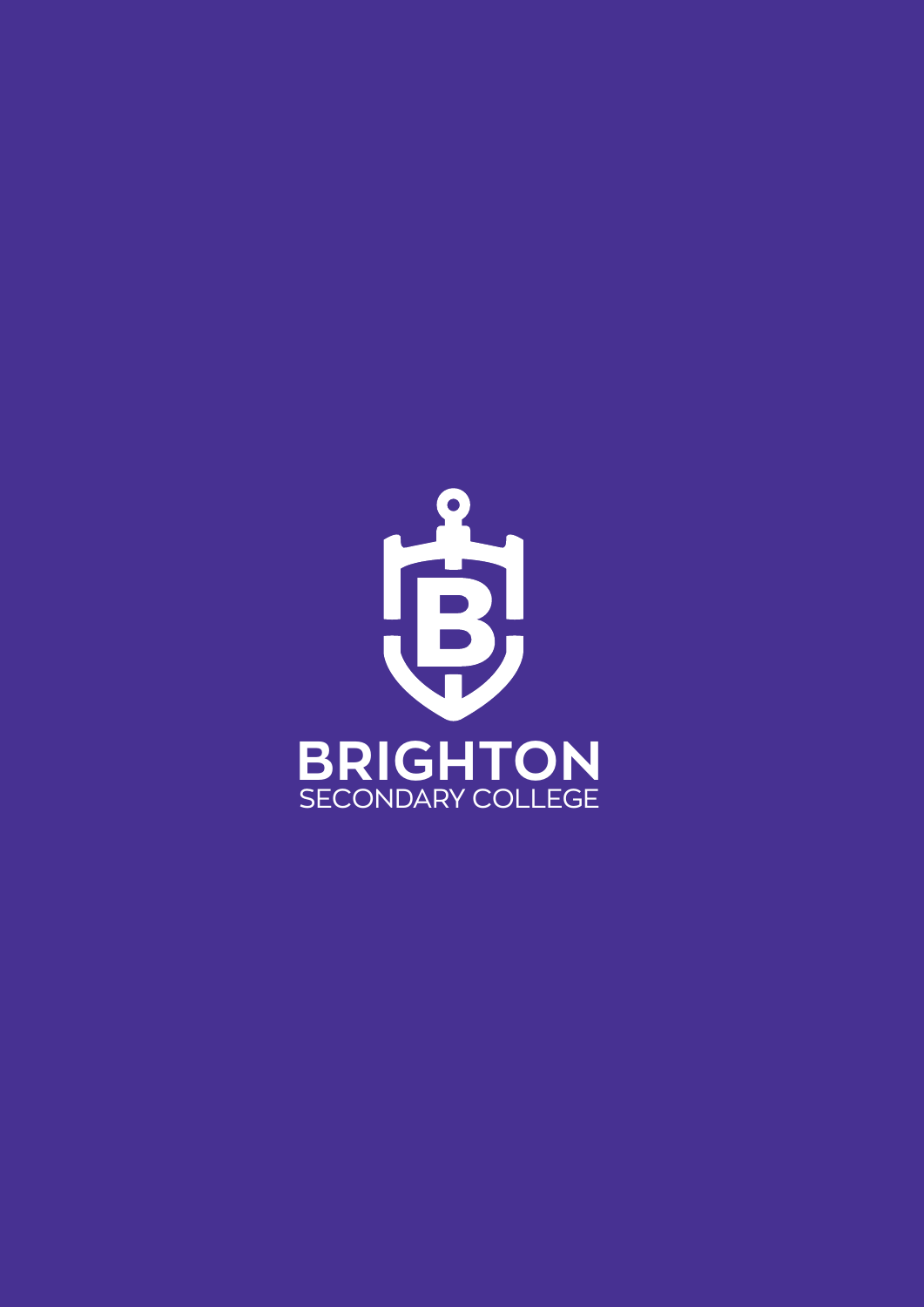BRIGHTON

SECONDARY COLLEGE